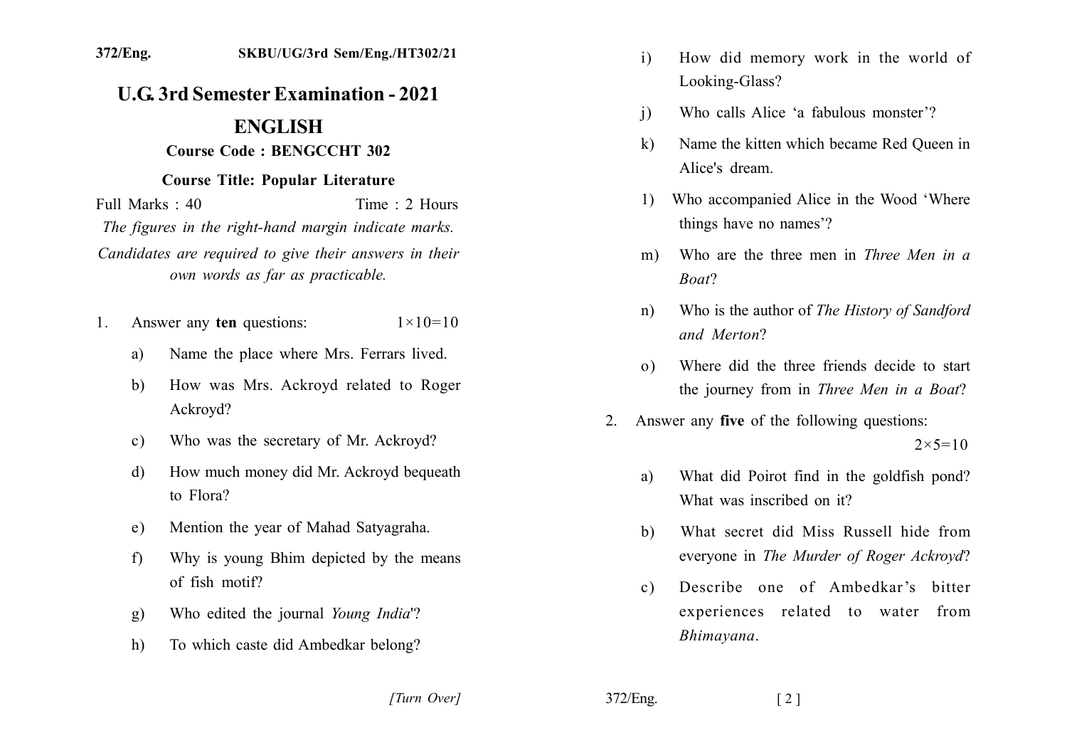372/Eng. SKBU/UG/3rd Sem/Eng./HT302/21

# U.G. 3rd Semester Examination - 2021

## ENGLISH

### Course Code : BENGCCHT 302

### Course Title: Popular Literature

Full Marks : 40 Time : 2 Hours

*The figures in the right-hand margin indicate marks.*

*Candidates are required to give their answers in their own words as far as practicable.*

1. Answer any **ten** questions: $1\times10=10$

   a) Name the place where Mrs. Ferrars lived.

   b) How was Mrs. Ackroyd related to Roger Ackroyd?

   c) Who was the secretary of Mr. Ackroyd?

   d) How much money did Mr. Ackroyd bequeath to Flora?

   e) Mention the year of Mahad Satyagraha.

   f) Why is young Bhim depicted by the means of fish motif?

   g) Who edited the journal *Young India*'?

   h) To which caste did Ambedkar belong?

   i) How did memory work in the world of Looking-Glass?

   j) Who calls Alice 'a fabulous monster'?

   k) Name the kitten which became Red Queen in Alice's dream.

   l) Who accompanied Alice in the Wood 'Where things have no names'?

   m) Who are the three men in *Three Men in a Boat*?

   n) Who is the author of *The History of Sandford and Merton*?

   o) Where did the three friends decide to start the journey from in *Three Men in a Boat*?

2. Answer any **five** of the following questions: $2\times5=10$

   a) What did Poirot find in the goldfish pond? What was inscribed on it?

   b) What secret did Miss Russell hide from everyone in *The Murder of Roger Ackroyd*?

   c) Describe one of Ambedkar's bitter experiences related to water from *Bhimayana*.

[Turn Over]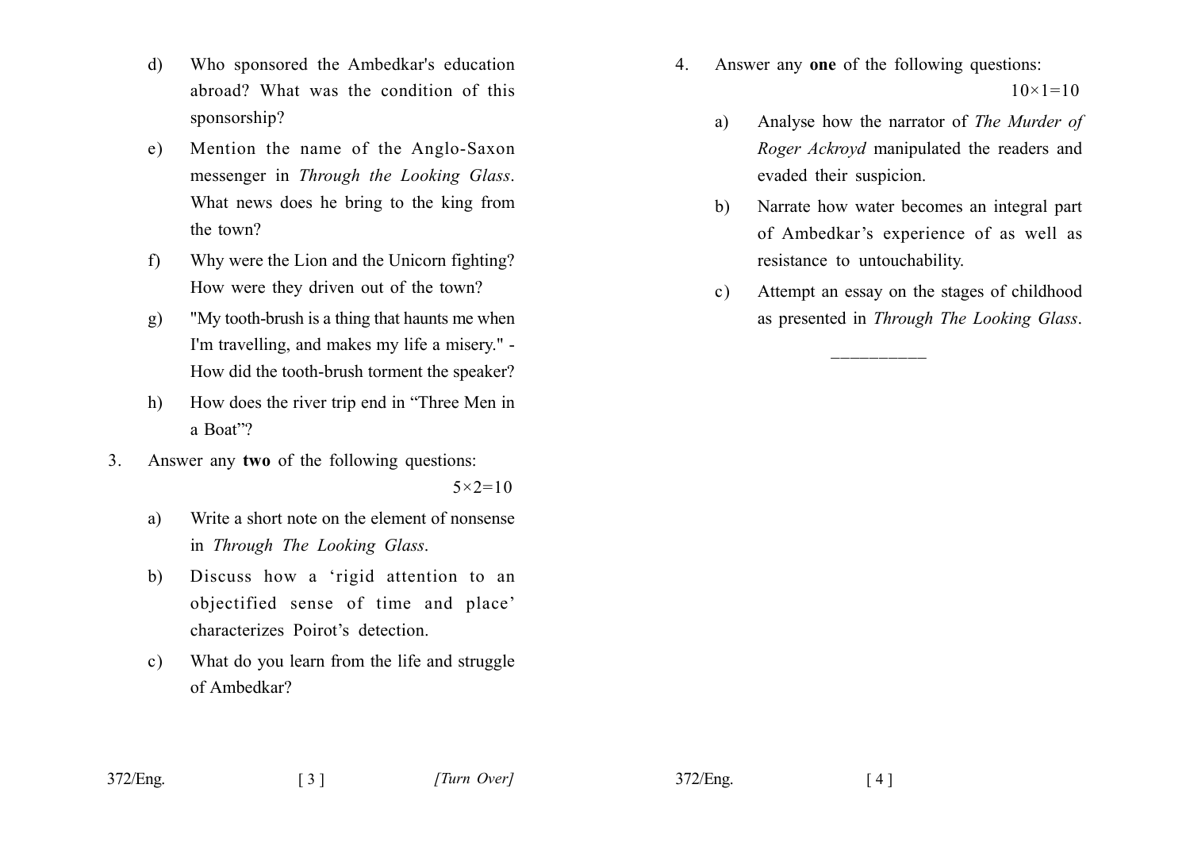d) Who sponsored the Ambedkar's education abroad? What was the condition of this sponsorship?

e) Mention the name of the Anglo-Saxon messenger in *Through the Looking Glass*. What news does he bring to the king from the town?

f) Why were the Lion and the Unicorn fighting? How were they driven out of the town?

g) "My tooth-brush is a thing that haunts me when I'm travelling, and makes my life a misery." - How did the tooth-brush torment the speaker?

h) How does the river trip end in "Three Men in a Boat"?

3. Answer any **two** of the following questions: $5 \times 2 = 10$

a) Write a short note on the element of nonsense in *Through The Looking Glass*.

b) Discuss how a 'rigid attention to an objectified sense of time and place' characterizes Poirot's detection.

c) What do you learn from the life and struggle of Ambedkar?

4. Answer any **one** of the following questions: $10 \times 1 = 10$

a) Analyse how the narrator of *The Murder of Roger Ackroyd* manipulated the readers and evaded their suspicion.

b) Narrate how water becomes an integral part of Ambedkar's experience of as well as resistance to untouchability.

c) Attempt an essay on the stages of childhood as presented in *Through The Looking Glass*.

__________